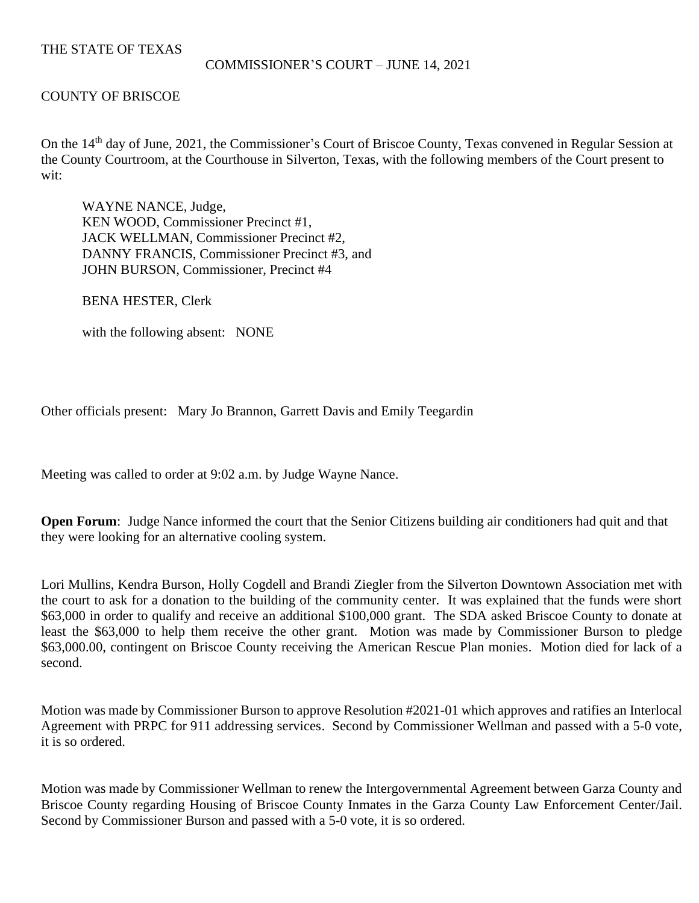THE STATE OF TEXAS

COMMISSIONER'S COURT – JUNE 14, 2021

COUNTY OF BRISCOE

On the 14th day of June, 2021, the Commissioner's Court of Briscoe County, Texas convened in Regular Session at the County Courtroom, at the Courthouse in Silverton, Texas, with the following members of the Court present to wit:

WAYNE NANCE, Judge,  
KEN WOOD, Commissioner Precinct #1,  
JACK WELLMAN, Commissioner Precinct #2,  
DANNY FRANCIS, Commissioner Precinct #3, and  
JOHN BURSON, Commissioner, Precinct #4

BENA HESTER, Clerk

with the following absent: NONE

Other officials present: Mary Jo Brannon, Garrett Davis and Emily Teegardin

Meeting was called to order at 9:02 a.m. by Judge Wayne Nance.

**Open Forum**: Judge Nance informed the court that the Senior Citizens building air conditioners had quit and that they were looking for an alternative cooling system.

Lori Mullins, Kendra Burson, Holly Cogdell and Brandi Ziegler from the Silverton Downtown Association met with the court to ask for a donation to the building of the community center. It was explained that the funds were short $63,000 in order to qualify and receive an additional $100,000 grant. The SDA asked Briscoe County to donate at least the $63,000 to help them receive the other grant. Motion was made by Commissioner Burson to pledge $63,000.00, contingent on Briscoe County receiving the American Rescue Plan monies. Motion died for lack of a second.

Motion was made by Commissioner Burson to approve Resolution #2021-01 which approves and ratifies an Interlocal Agreement with PRPC for 911 addressing services. Second by Commissioner Wellman and passed with a 5-0 vote, it is so ordered.

Motion was made by Commissioner Wellman to renew the Intergovernmental Agreement between Garza County and Briscoe County regarding Housing of Briscoe County Inmates in the Garza County Law Enforcement Center/Jail. Second by Commissioner Burson and passed with a 5-0 vote, it is so ordered.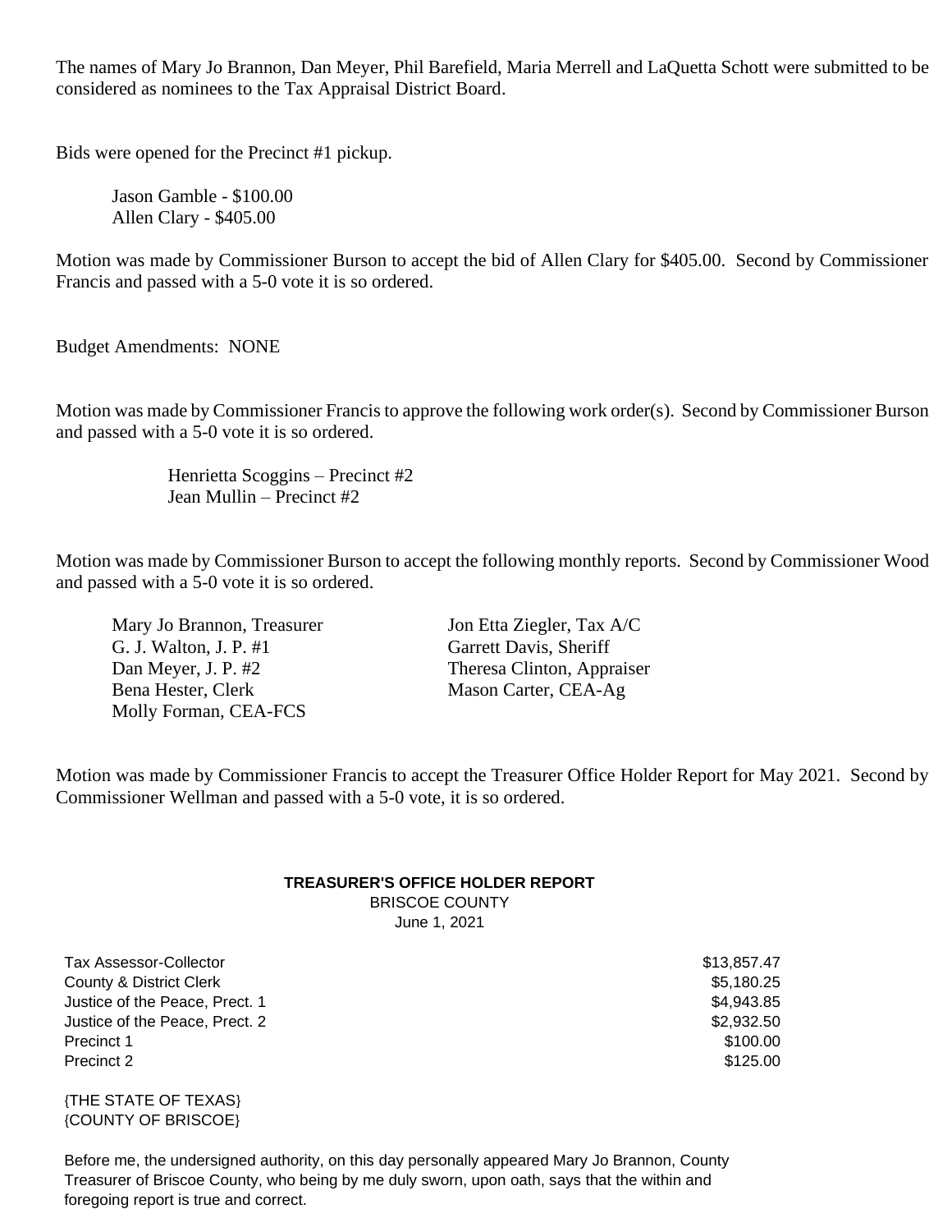The names of Mary Jo Brannon, Dan Meyer, Phil Barefield, Maria Merrell and LaQuetta Schott were submitted to be considered as nominees to the Tax Appraisal District Board.

Bids were opened for the Precinct #1 pickup.

Jason Gamble - $100.00
Allen Clary - $405.00

Motion was made by Commissioner Burson to accept the bid of Allen Clary for $405.00. Second by Commissioner Francis and passed with a 5-0 vote it is so ordered.

Budget Amendments: NONE

Motion was made by Commissioner Francis to approve the following work order(s). Second by Commissioner Burson and passed with a 5-0 vote it is so ordered.

Henrietta Scoggins – Precinct #2
Jean Mullin – Precinct #2

Motion was made by Commissioner Burson to accept the following monthly reports. Second by Commissioner Wood and passed with a 5-0 vote it is so ordered.

Mary Jo Brannon, Treasurer
G. J. Walton, J. P. #1
Dan Meyer, J. P. #2
Bena Hester, Clerk
Molly Forman, CEA-FCS
Jon Etta Ziegler, Tax A/C
Garrett Davis, Sheriff
Theresa Clinton, Appraiser
Mason Carter, CEA-Ag

Motion was made by Commissioner Francis to accept the Treasurer Office Holder Report for May 2021. Second by Commissioner Wellman and passed with a 5-0 vote, it is so ordered.

**TREASURER'S OFFICE HOLDER REPORT**
BRISCOE COUNTY
June 1, 2021

| | |
|---|---|
| Tax Assessor-Collector | $13,857.47 |
| County & District Clerk | $5,180.25 |
| Justice of the Peace, Prect. 1 | $4,943.85 |
| Justice of the Peace, Prect. 2 | $2,932.50 |
| Precinct 1 | $100.00 |
| Precinct 2 | $125.00 |

{THE STATE OF TEXAS}
{COUNTY OF BRISCOE}

Before me, the undersigned authority, on this day personally appeared Mary Jo Brannon, County Treasurer of Briscoe County, who being by me duly sworn, upon oath, says that the within and foregoing report is true and correct.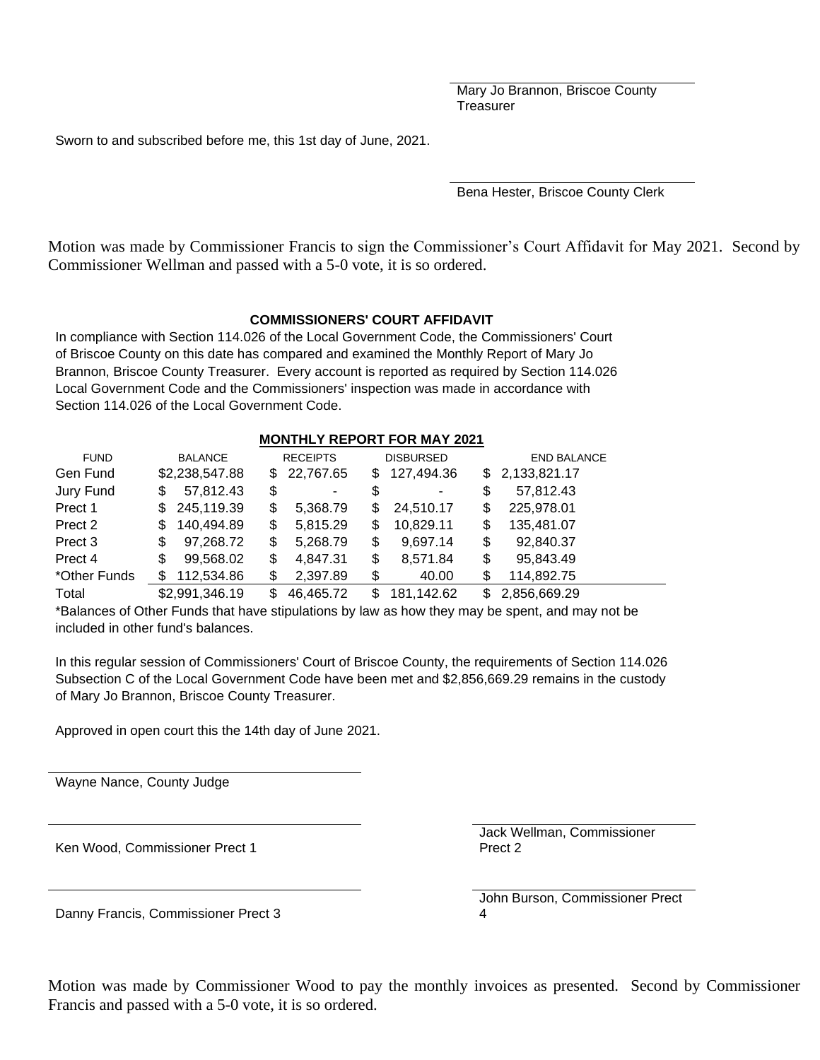Mary Jo Brannon, Briscoe County Treasurer

Sworn to and subscribed before me, this 1st day of June, 2021.

Bena Hester, Briscoe County Clerk

Motion was made by Commissioner Francis to sign the Commissioner's Court Affidavit for May 2021. Second by Commissioner Wellman and passed with a 5-0 vote, it is so ordered.

**COMMISSIONERS' COURT AFFIDAVIT**

In compliance with Section 114.026 of the Local Government Code, the Commissioners' Court of Briscoe County on this date has compared and examined the Monthly Report of Mary Jo Brannon, Briscoe County Treasurer. Every account is reported as required by Section 114.026 Local Government Code and the Commissioners' inspection was made in accordance with Section 114.026 of the Local Government Code.

**MONTHLY REPORT FOR MAY 2021**

| FUND | BALANCE | RECEIPTS | DISBURSED | END BALANCE |
|---|---|---|---|---|
| Gen Fund | $2,238,547.88 | $ 22,767.65 | $ 127,494.36 | $ 2,133,821.17 |
| Jury Fund | $ 57,812.43 | $ - | $ - | $ 57,812.43 |
| Prect 1 | $ 245,119.39 | $ 5,368.79 | $ 24,510.17 | $ 225,978.01 |
| Prect 2 | $ 140,494.89 | $ 5,815.29 | $ 10,829.11 | $ 135,481.07 |
| Prect 3 | $ 97,268.72 | $ 5,268.79 | $ 9,697.14 | $ 92,840.37 |
| Prect 4 | $ 99,568.02 | $ 4,847.31 | $ 8,571.84 | $ 95,843.49 |
| *Other Funds | $ 112,534.86 | $ 2,397.89 | $ 40.00 | $ 114,892.75 |
| Total | $2,991,346.19 | $ 46,465.72 | $ 181,142.62 | $ 2,856,669.29 |

*Balances of Other Funds that have stipulations by law as how they may be spent, and may not be included in other fund's balances.

In this regular session of Commissioners' Court of Briscoe County, the requirements of Section 114.026 Subsection C of the Local Government Code have been met and $2,856,669.29 remains in the custody of Mary Jo Brannon, Briscoe County Treasurer.

Approved in open court this the 14th day of June 2021.

Wayne Nance, County Judge

Ken Wood, Commissioner Prect 1

Jack Wellman, Commissioner Prect 2

Danny Francis, Commissioner Prect 3

John Burson, Commissioner Prect 4

Motion was made by Commissioner Wood to pay the monthly invoices as presented. Second by Commissioner Francis and passed with a 5-0 vote, it is so ordered.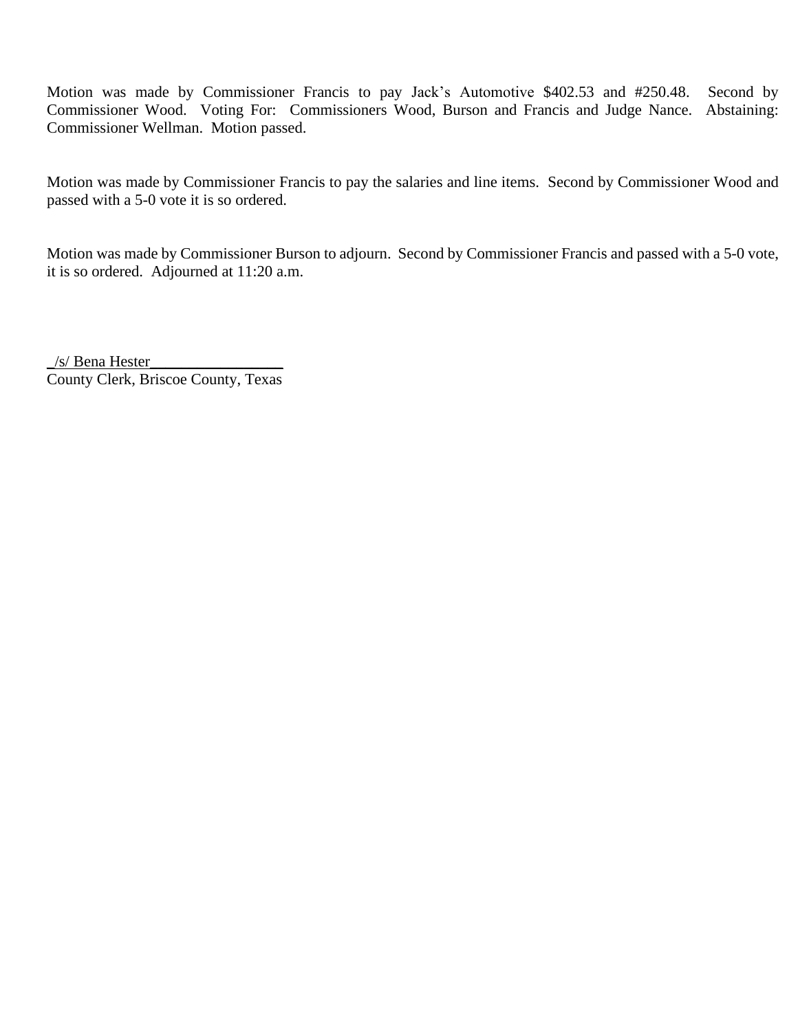Motion was made by Commissioner Francis to pay Jack's Automotive $402.53 and #250.48. Second by Commissioner Wood. Voting For: Commissioners Wood, Burson and Francis and Judge Nance. Abstaining: Commissioner Wellman. Motion passed.

Motion was made by Commissioner Francis to pay the salaries and line items. Second by Commissioner Wood and passed with a 5-0 vote it is so ordered.

Motion was made by Commissioner Burson to adjourn. Second by Commissioner Francis and passed with a 5-0 vote, it is so ordered. Adjourned at 11:20 a.m.

_/s/ Bena Hester_________________
County Clerk, Briscoe County, Texas